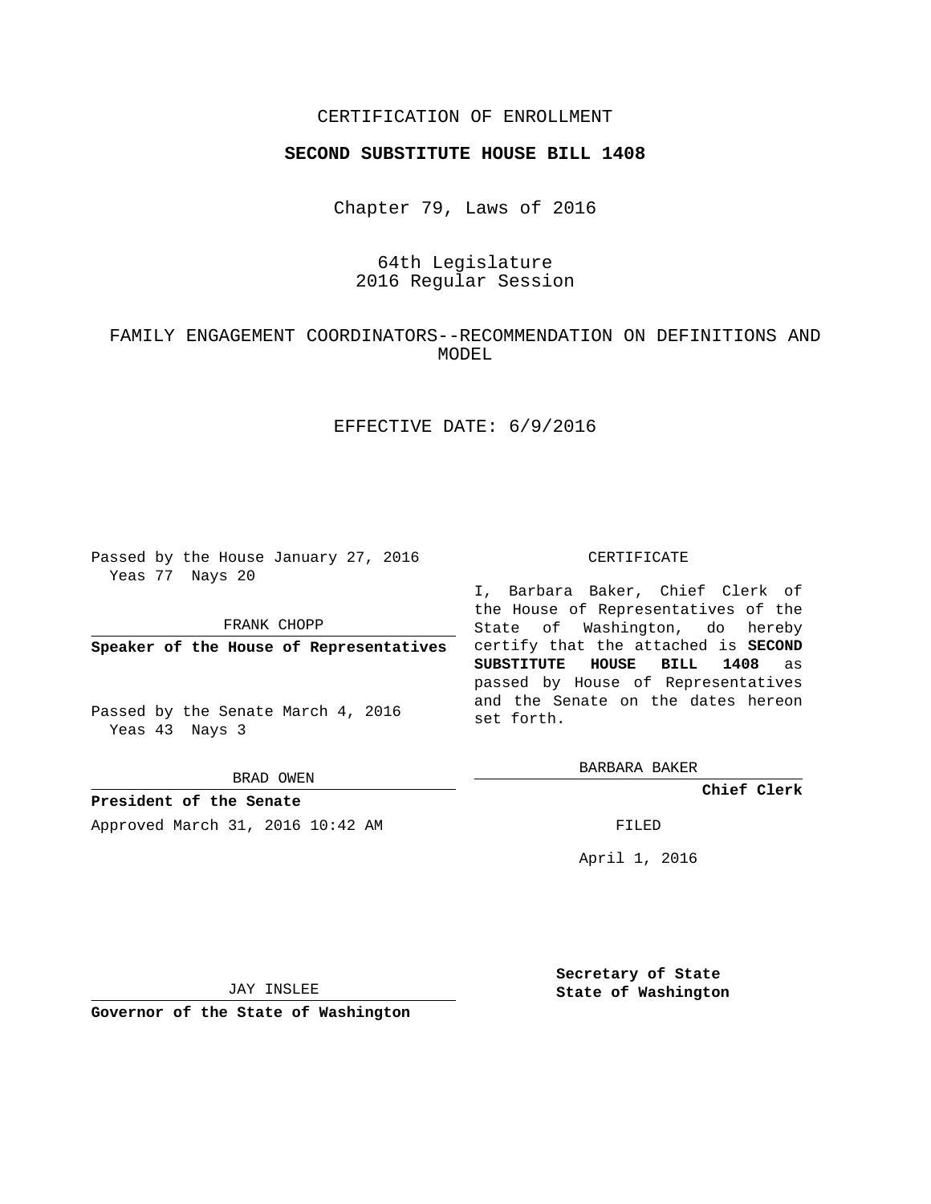CERTIFICATION OF ENROLLMENT

**SECOND SUBSTITUTE HOUSE BILL 1408**

Chapter 79, Laws of 2016

64th Legislature
2016 Regular Session

FAMILY ENGAGEMENT COORDINATORS--RECOMMENDATION ON DEFINITIONS AND MODEL

EFFECTIVE DATE: 6/9/2016

Passed by the House January 27, 2016
Yeas 77 Nays 20

FRANK CHOPP

**Speaker of the House of Representatives**

Passed by the Senate March 4, 2016
Yeas 43 Nays 3

BRAD OWEN

**President of the Senate**

Approved March 31, 2016 10:42 AM

JAY INSLEE

**Governor of the State of Washington**

CERTIFICATE

I, Barbara Baker, Chief Clerk of the House of Representatives of the State of Washington, do hereby certify that the attached is **SECOND SUBSTITUTE HOUSE BILL 1408** as passed by House of Representatives and the Senate on the dates hereon set forth.

BARBARA BAKER

**Chief Clerk**

FILED

April 1, 2016

**Secretary of State**
**State of Washington**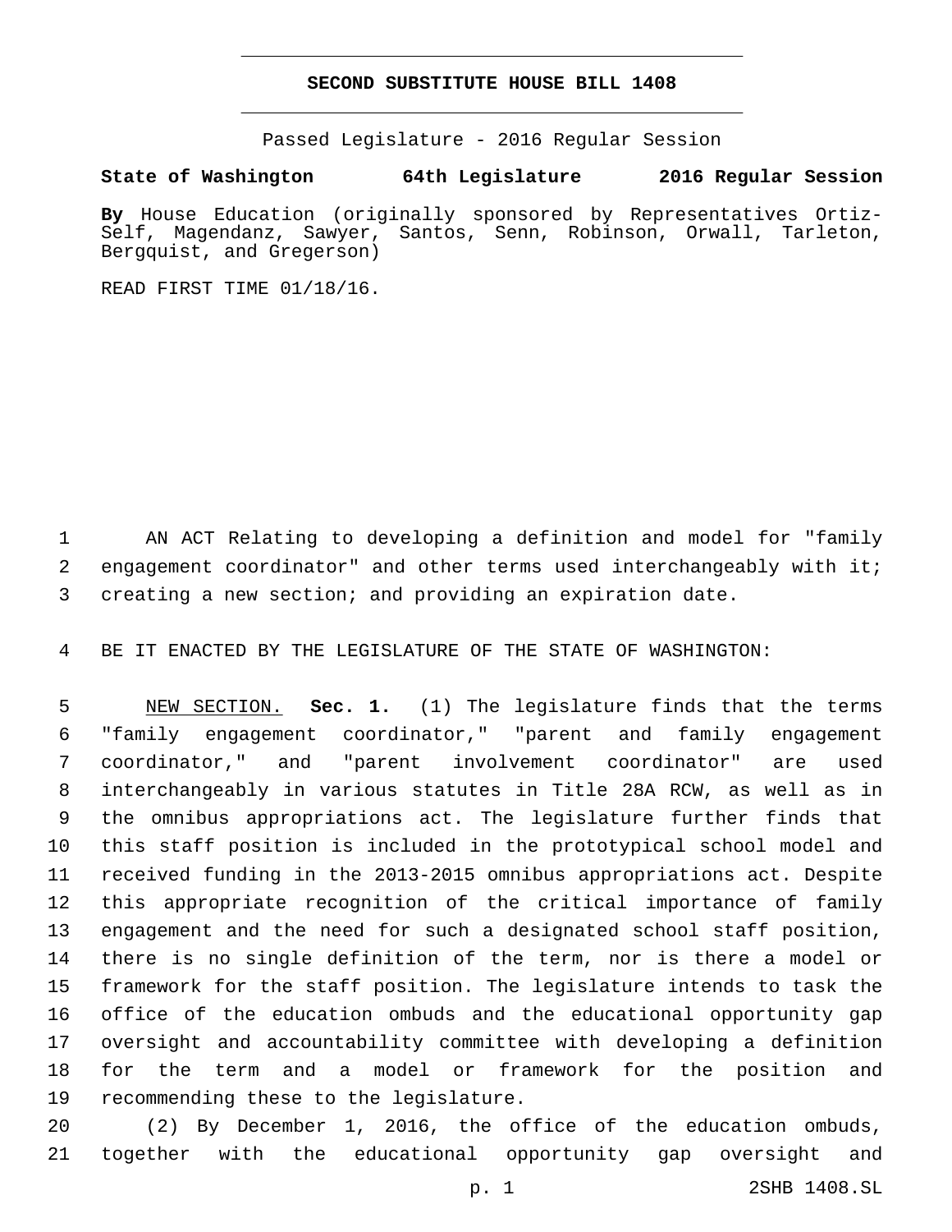# SECOND SUBSTITUTE HOUSE BILL 1408

Passed Legislature - 2016 Regular Session

**State of Washington 64th Legislature 2016 Regular Session**

**By** House Education (originally sponsored by Representatives Ortiz-Self, Magendanz, Sawyer, Santos, Senn, Robinson, Orwall, Tarleton, Bergquist, and Gregerson)

READ FIRST TIME 01/18/16.

1 AN ACT Relating to developing a definition and model for "family
2 engagement coordinator" and other terms used interchangeably with it;
3 creating a new section; and providing an expiration date.

4 BE IT ENACTED BY THE LEGISLATURE OF THE STATE OF WASHINGTON:

5 NEW SECTION. **Sec. 1.** (1) The legislature finds that the terms
6 "family engagement coordinator," "parent and family engagement
7 coordinator," and "parent involvement coordinator" are used
8 interchangeably in various statutes in Title 28A RCW, as well as in
9 the omnibus appropriations act. The legislature further finds that
10 this staff position is included in the prototypical school model and
11 received funding in the 2013-2015 omnibus appropriations act. Despite
12 this appropriate recognition of the critical importance of family
13 engagement and the need for such a designated school staff position,
14 there is no single definition of the term, nor is there a model or
15 framework for the staff position. The legislature intends to task the
16 office of the education ombuds and the educational opportunity gap
17 oversight and accountability committee with developing a definition
18 for the term and a model or framework for the position and
19 recommending these to the legislature.

20 (2) By December 1, 2016, the office of the education ombuds,
21 together with the educational opportunity gap oversight and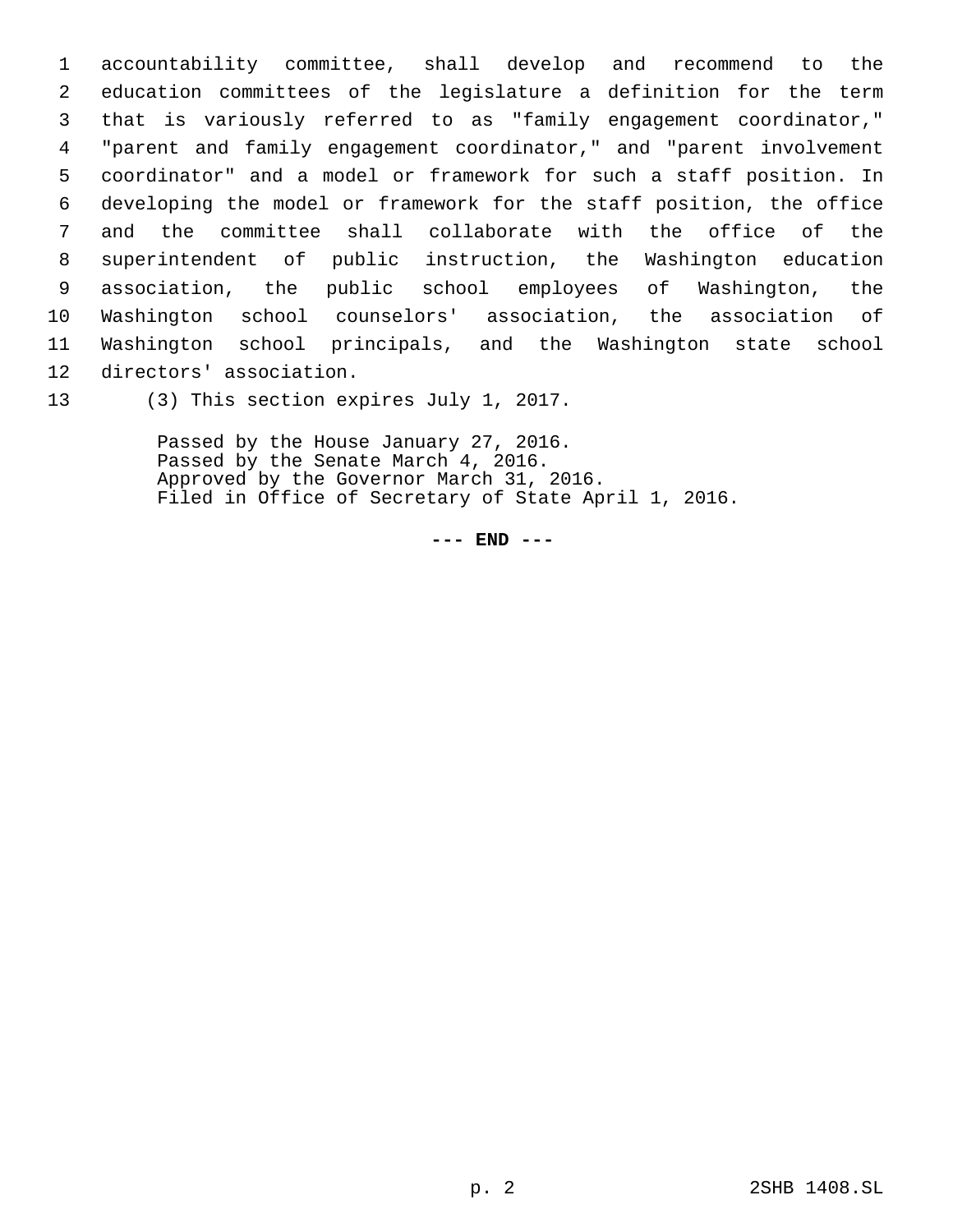accountability committee, shall develop and recommend to the education committees of the legislature a definition for the term that is variously referred to as "family engagement coordinator," "parent and family engagement coordinator," and "parent involvement coordinator" and a model or framework for such a staff position. In developing the model or framework for the staff position, the office and the committee shall collaborate with the office of the superintendent of public instruction, the Washington education association, the public school employees of Washington, the Washington school counselors' association, the association of Washington school principals, and the Washington state school directors' association.

(3) This section expires July 1, 2017.

Passed by the House January 27, 2016.
Passed by the Senate March 4, 2016.
Approved by the Governor March 31, 2016.
Filed in Office of Secretary of State April 1, 2016.

**--- END ---**